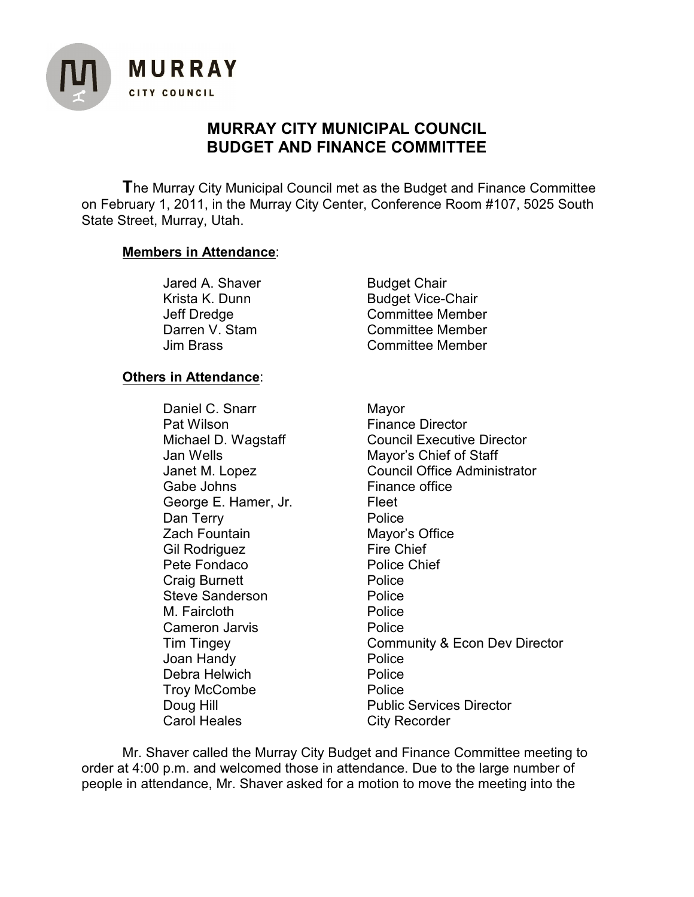MURRAY
CITY COUNCIL

# MURRAY CITY MUNICIPAL COUNCIL
# BUDGET AND FINANCE COMMITTEE

**T**he Murray City Municipal Council met as the Budget and Finance Committee on February 1, 2011, in the Murray City Center, Conference Room #107, 5025 South State Street, Murray, Utah.

**Members in Attendance**:

| | |
|---|---|
| Jared A. Shaver | Budget Chair |
| Krista K. Dunn | Budget Vice-Chair |
| Jeff Dredge | Committee Member |
| Darren V. Stam | Committee Member |
| Jim Brass | Committee Member |

**Others in Attendance**:

| | |
|---|---|
| Daniel C. Snarr | Mayor |
| Pat Wilson | Finance Director |
| Michael D. Wagstaff | Council Executive Director |
| Jan Wells | Mayor's Chief of Staff |
| Janet M. Lopez | Council Office Administrator |
| Gabe Johns | Finance office |
| George E. Hamer, Jr. | Fleet |
| Dan Terry | Police |
| Zach Fountain | Mayor's Office |
| Gil Rodriguez | Fire Chief |
| Pete Fondaco | Police Chief |
| Craig Burnett | Police |
| Steve Sanderson | Police |
| M. Faircloth | Police |
| Cameron Jarvis | Police |
| Tim Tingey | Community & Econ Dev Director |
| Joan Handy | Police |
| Debra Helwich | Police |
| Troy McCombe | Police |
| Doug Hill | Public Services Director |
| Carol Heales | City Recorder |

Mr. Shaver called the Murray City Budget and Finance Committee meeting to order at 4:00 p.m. and welcomed those in attendance. Due to the large number of people in attendance, Mr. Shaver asked for a motion to move the meeting into the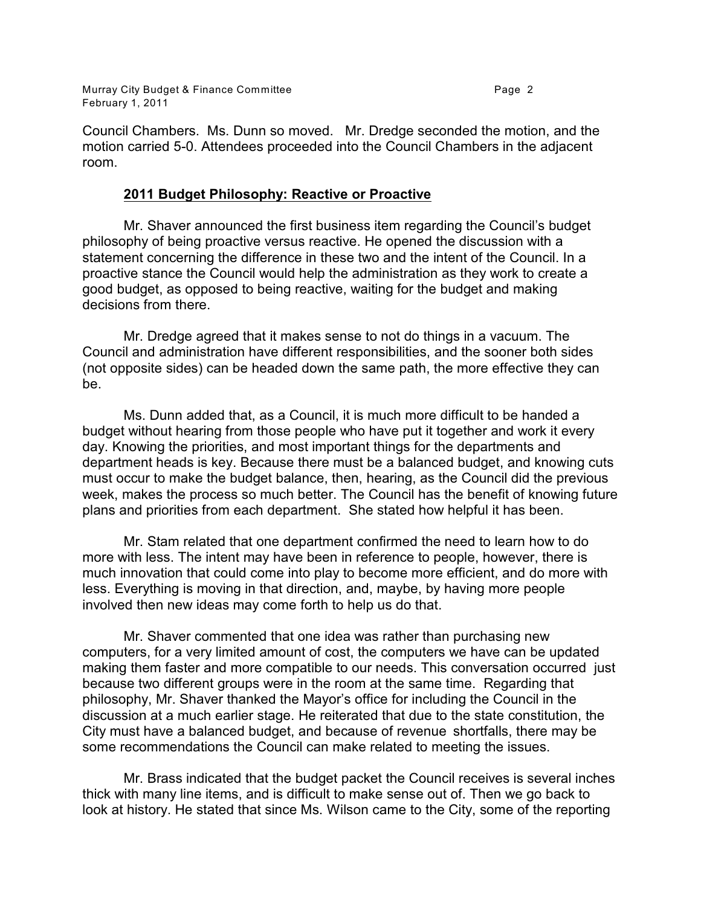Council Chambers. Ms. Dunn so moved. Mr. Dredge seconded the motion, and the motion carried 5-0. Attendees proceeded into the Council Chambers in the adjacent room.

## 2011 Budget Philosophy: Reactive or Proactive

Mr. Shaver announced the first business item regarding the Council's budget philosophy of being proactive versus reactive. He opened the discussion with a statement concerning the difference in these two and the intent of the Council. In a proactive stance the Council would help the administration as they work to create a good budget, as opposed to being reactive, waiting for the budget and making decisions from there.

Mr. Dredge agreed that it makes sense to not do things in a vacuum. The Council and administration have different responsibilities, and the sooner both sides (not opposite sides) can be headed down the same path, the more effective they can be.

Ms. Dunn added that, as a Council, it is much more difficult to be handed a budget without hearing from those people who have put it together and work it every day. Knowing the priorities, and most important things for the departments and department heads is key. Because there must be a balanced budget, and knowing cuts must occur to make the budget balance, then, hearing, as the Council did the previous week, makes the process so much better. The Council has the benefit of knowing future plans and priorities from each department. She stated how helpful it has been.

Mr. Stam related that one department confirmed the need to learn how to do more with less. The intent may have been in reference to people, however, there is much innovation that could come into play to become more efficient, and do more with less. Everything is moving in that direction, and, maybe, by having more people involved then new ideas may come forth to help us do that.

Mr. Shaver commented that one idea was rather than purchasing new computers, for a very limited amount of cost, the computers we have can be updated making them faster and more compatible to our needs. This conversation occurred just because two different groups were in the room at the same time. Regarding that philosophy, Mr. Shaver thanked the Mayor's office for including the Council in the discussion at a much earlier stage. He reiterated that due to the state constitution, the City must have a balanced budget, and because of revenue shortfalls, there may be some recommendations the Council can make related to meeting the issues.

Mr. Brass indicated that the budget packet the Council receives is several inches thick with many line items, and is difficult to make sense out of. Then we go back to look at history. He stated that since Ms. Wilson came to the City, some of the reporting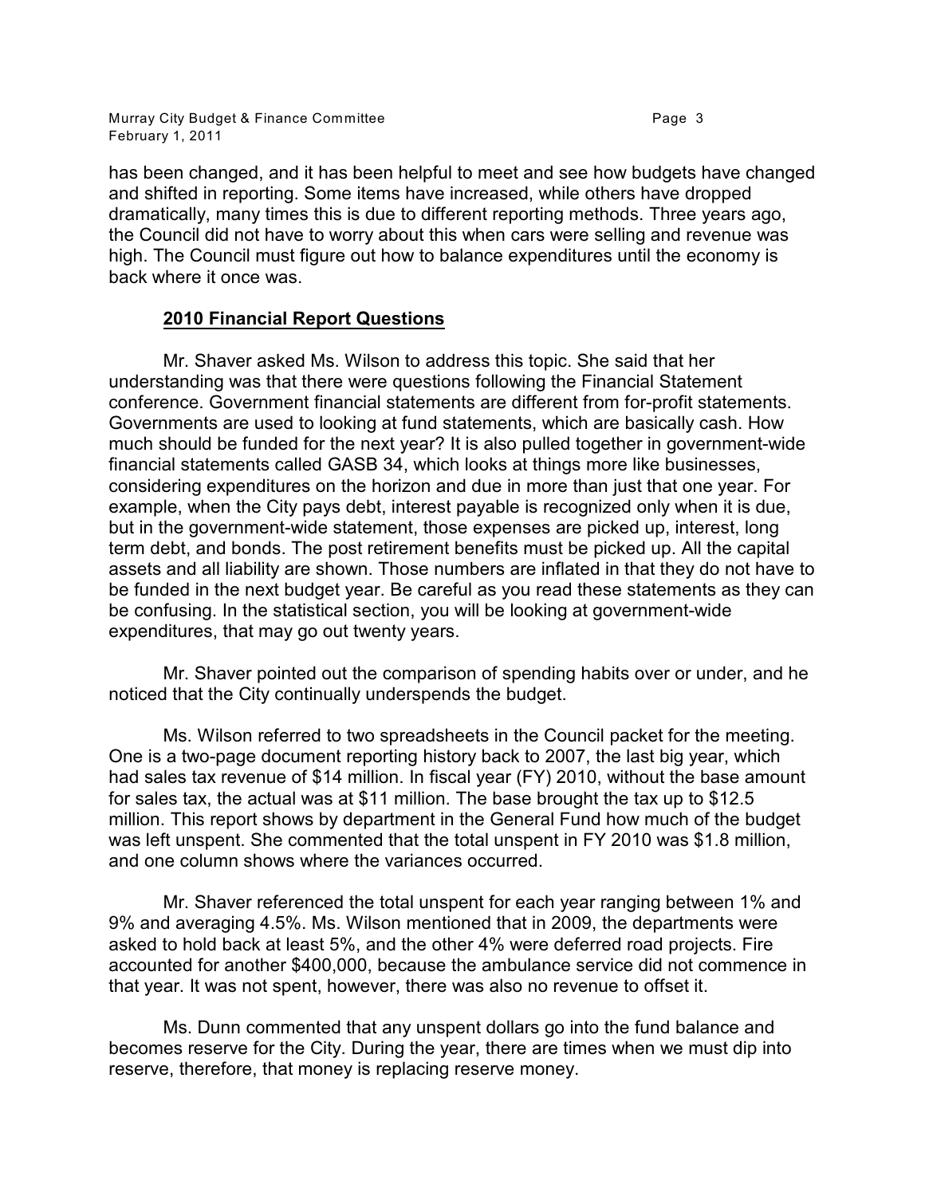has been changed, and it has been helpful to meet and see how budgets have changed and shifted in reporting. Some items have increased, while others have dropped dramatically, many times this is due to different reporting methods. Three years ago, the Council did not have to worry about this when cars were selling and revenue was high. The Council must figure out how to balance expenditures until the economy is back where it once was.

## **2010 Financial Report Questions**

Mr. Shaver asked Ms. Wilson to address this topic. She said that her understanding was that there were questions following the Financial Statement conference. Government financial statements are different from for-profit statements. Governments are used to looking at fund statements, which are basically cash. How much should be funded for the next year? It is also pulled together in government-wide financial statements called GASB 34, which looks at things more like businesses, considering expenditures on the horizon and due in more than just that one year. For example, when the City pays debt, interest payable is recognized only when it is due, but in the government-wide statement, those expenses are picked up, interest, long term debt, and bonds. The post retirement benefits must be picked up. All the capital assets and all liability are shown. Those numbers are inflated in that they do not have to be funded in the next budget year. Be careful as you read these statements as they can be confusing. In the statistical section, you will be looking at government-wide expenditures, that may go out twenty years.

Mr. Shaver pointed out the comparison of spending habits over or under, and he noticed that the City continually underspends the budget.

Ms. Wilson referred to two spreadsheets in the Council packet for the meeting. One is a two-page document reporting history back to 2007, the last big year, which had sales tax revenue of $14 million. In fiscal year (FY) 2010, without the base amount for sales tax, the actual was at $11 million. The base brought the tax up to $12.5 million. This report shows by department in the General Fund how much of the budget was left unspent. She commented that the total unspent in FY 2010 was $1.8 million, and one column shows where the variances occurred.

Mr. Shaver referenced the total unspent for each year ranging between 1% and 9% and averaging 4.5%. Ms. Wilson mentioned that in 2009, the departments were asked to hold back at least 5%, and the other 4% were deferred road projects. Fire accounted for another $400,000, because the ambulance service did not commence in that year. It was not spent, however, there was also no revenue to offset it.

Ms. Dunn commented that any unspent dollars go into the fund balance and becomes reserve for the City. During the year, there are times when we must dip into reserve, therefore, that money is replacing reserve money.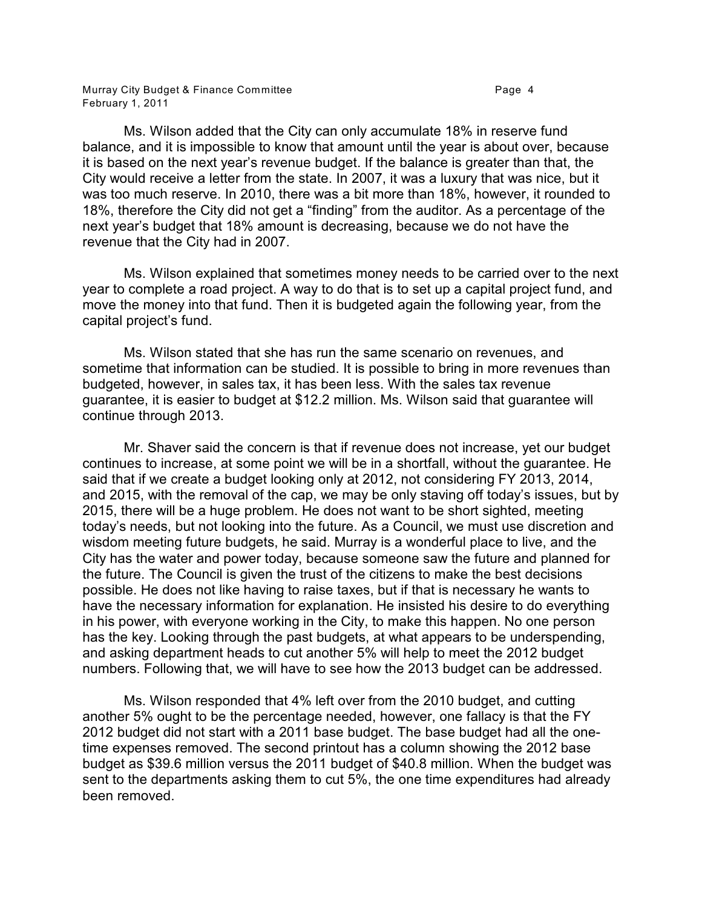Ms. Wilson added that the City can only accumulate 18% in reserve fund balance, and it is impossible to know that amount until the year is about over, because it is based on the next year's revenue budget. If the balance is greater than that, the City would receive a letter from the state. In 2007, it was a luxury that was nice, but it was too much reserve. In 2010, there was a bit more than 18%, however, it rounded to 18%, therefore the City did not get a "finding" from the auditor. As a percentage of the next year's budget that 18% amount is decreasing, because we do not have the revenue that the City had in 2007.

Ms. Wilson explained that sometimes money needs to be carried over to the next year to complete a road project. A way to do that is to set up a capital project fund, and move the money into that fund. Then it is budgeted again the following year, from the capital project's fund.

Ms. Wilson stated that she has run the same scenario on revenues, and sometime that information can be studied. It is possible to bring in more revenues than budgeted, however, in sales tax, it has been less. With the sales tax revenue guarantee, it is easier to budget at $12.2 million. Ms. Wilson said that guarantee will continue through 2013.

Mr. Shaver said the concern is that if revenue does not increase, yet our budget continues to increase, at some point we will be in a shortfall, without the guarantee. He said that if we create a budget looking only at 2012, not considering FY 2013, 2014, and 2015, with the removal of the cap, we may be only staving off today's issues, but by 2015, there will be a huge problem. He does not want to be short sighted, meeting today's needs, but not looking into the future. As a Council, we must use discretion and wisdom meeting future budgets, he said. Murray is a wonderful place to live, and the City has the water and power today, because someone saw the future and planned for the future. The Council is given the trust of the citizens to make the best decisions possible. He does not like having to raise taxes, but if that is necessary he wants to have the necessary information for explanation. He insisted his desire to do everything in his power, with everyone working in the City, to make this happen. No one person has the key. Looking through the past budgets, at what appears to be underspending, and asking department heads to cut another 5% will help to meet the 2012 budget numbers. Following that, we will have to see how the 2013 budget can be addressed.

Ms. Wilson responded that 4% left over from the 2010 budget, and cutting another 5% ought to be the percentage needed, however, one fallacy is that the FY 2012 budget did not start with a 2011 base budget. The base budget had all the one-time expenses removed. The second printout has a column showing the 2012 base budget as $39.6 million versus the 2011 budget of $40.8 million. When the budget was sent to the departments asking them to cut 5%, the one time expenditures had already been removed.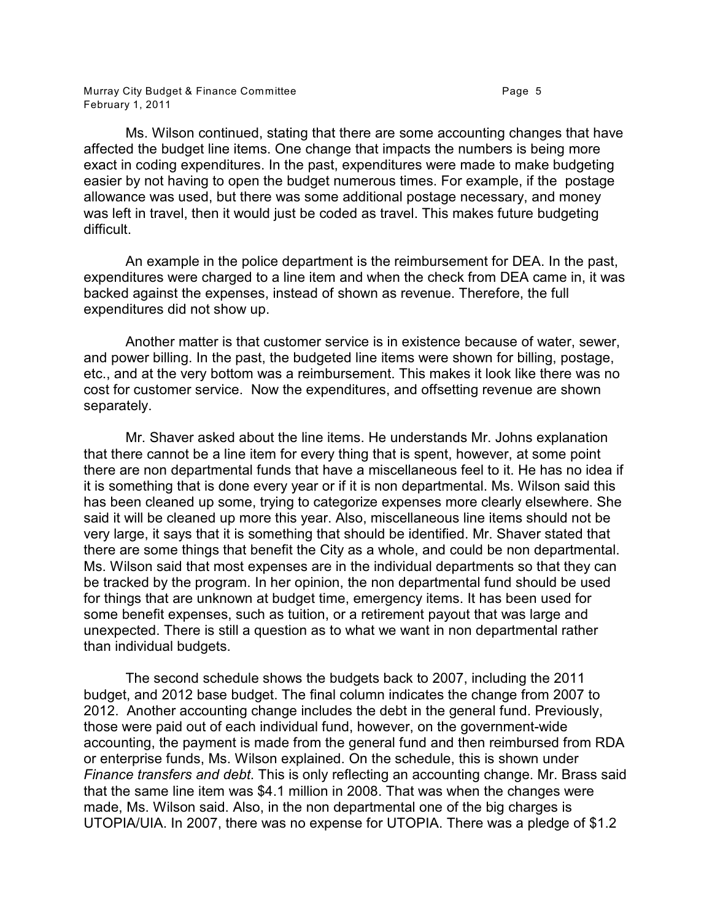Ms. Wilson continued, stating that there are some accounting changes that have affected the budget line items. One change that impacts the numbers is being more exact in coding expenditures. In the past, expenditures were made to make budgeting easier by not having to open the budget numerous times. For example, if the postage allowance was used, but there was some additional postage necessary, and money was left in travel, then it would just be coded as travel. This makes future budgeting difficult.

An example in the police department is the reimbursement for DEA. In the past, expenditures were charged to a line item and when the check from DEA came in, it was backed against the expenses, instead of shown as revenue. Therefore, the full expenditures did not show up.

Another matter is that customer service is in existence because of water, sewer, and power billing. In the past, the budgeted line items were shown for billing, postage, etc., and at the very bottom was a reimbursement. This makes it look like there was no cost for customer service. Now the expenditures, and offsetting revenue are shown separately.

Mr. Shaver asked about the line items. He understands Mr. Johns explanation that there cannot be a line item for every thing that is spent, however, at some point there are non departmental funds that have a miscellaneous feel to it. He has no idea if it is something that is done every year or if it is non departmental. Ms. Wilson said this has been cleaned up some, trying to categorize expenses more clearly elsewhere. She said it will be cleaned up more this year. Also, miscellaneous line items should not be very large, it says that it is something that should be identified. Mr. Shaver stated that there are some things that benefit the City as a whole, and could be non departmental. Ms. Wilson said that most expenses are in the individual departments so that they can be tracked by the program. In her opinion, the non departmental fund should be used for things that are unknown at budget time, emergency items. It has been used for some benefit expenses, such as tuition, or a retirement payout that was large and unexpected. There is still a question as to what we want in non departmental rather than individual budgets.

The second schedule shows the budgets back to 2007, including the 2011 budget, and 2012 base budget. The final column indicates the change from 2007 to 2012. Another accounting change includes the debt in the general fund. Previously, those were paid out of each individual fund, however, on the government-wide accounting, the payment is made from the general fund and then reimbursed from RDA or enterprise funds, Ms. Wilson explained. On the schedule, this is shown under *Finance transfers and debt*. This is only reflecting an accounting change. Mr. Brass said that the same line item was $4.1 million in 2008. That was when the changes were made, Ms. Wilson said. Also, in the non departmental one of the big charges is UTOPIA/UIA. In 2007, there was no expense for UTOPIA. There was a pledge of $1.2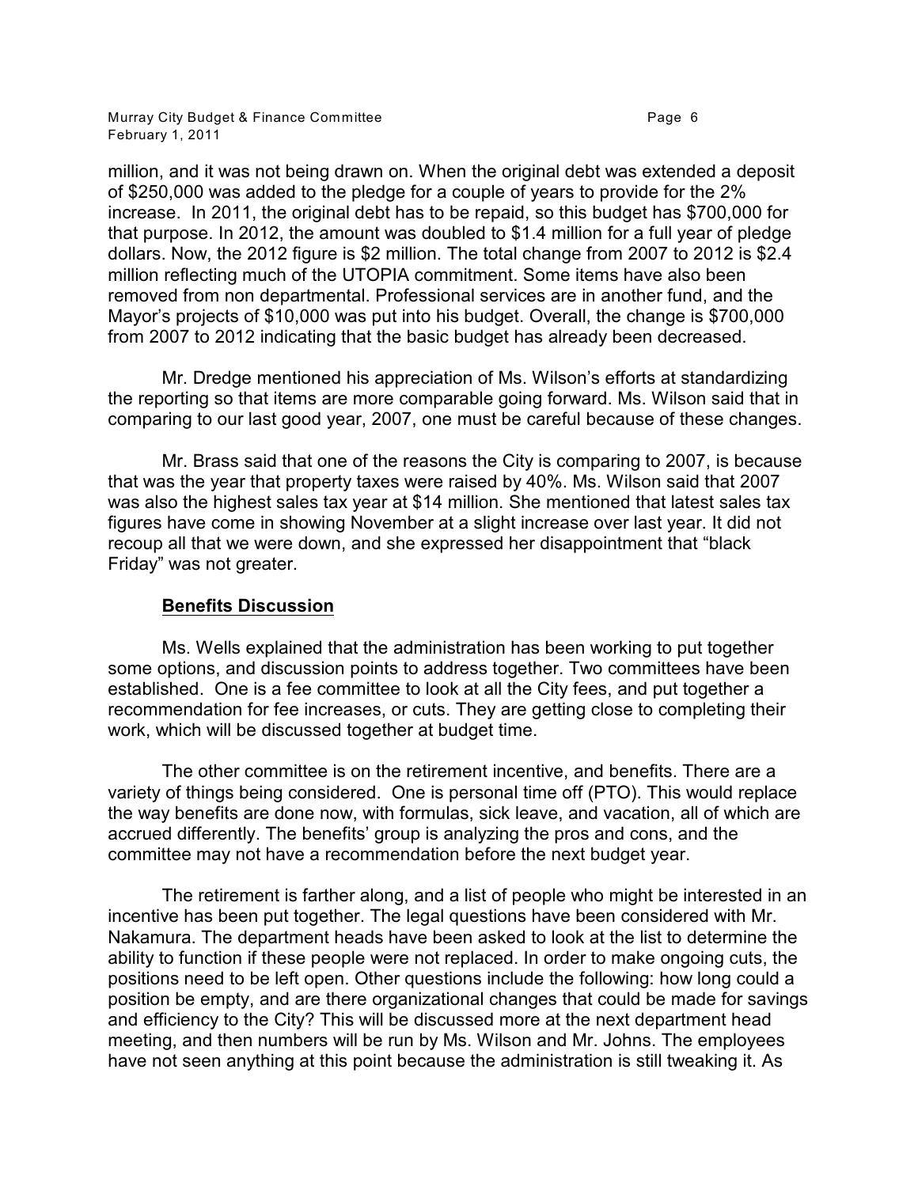million, and it was not being drawn on. When the original debt was extended a deposit of $250,000 was added to the pledge for a couple of years to provide for the 2% increase. In 2011, the original debt has to be repaid, so this budget has $700,000 for that purpose. In 2012, the amount was doubled to $1.4 million for a full year of pledge dollars. Now, the 2012 figure is $2 million. The total change from 2007 to 2012 is $2.4 million reflecting much of the UTOPIA commitment. Some items have also been removed from non departmental. Professional services are in another fund, and the Mayor's projects of $10,000 was put into his budget. Overall, the change is $700,000 from 2007 to 2012 indicating that the basic budget has already been decreased.

Mr. Dredge mentioned his appreciation of Ms. Wilson's efforts at standardizing the reporting so that items are more comparable going forward. Ms. Wilson said that in comparing to our last good year, 2007, one must be careful because of these changes.

Mr. Brass said that one of the reasons the City is comparing to 2007, is because that was the year that property taxes were raised by 40%. Ms. Wilson said that 2007 was also the highest sales tax year at $14 million. She mentioned that latest sales tax figures have come in showing November at a slight increase over last year. It did not recoup all that we were down, and she expressed her disappointment that "black Friday" was not greater.

**Benefits Discussion**

Ms. Wells explained that the administration has been working to put together some options, and discussion points to address together. Two committees have been established. One is a fee committee to look at all the City fees, and put together a recommendation for fee increases, or cuts. They are getting close to completing their work, which will be discussed together at budget time.

The other committee is on the retirement incentive, and benefits. There are a variety of things being considered. One is personal time off (PTO). This would replace the way benefits are done now, with formulas, sick leave, and vacation, all of which are accrued differently. The benefits' group is analyzing the pros and cons, and the committee may not have a recommendation before the next budget year.

The retirement is farther along, and a list of people who might be interested in an incentive has been put together. The legal questions have been considered with Mr. Nakamura. The department heads have been asked to look at the list to determine the ability to function if these people were not replaced. In order to make ongoing cuts, the positions need to be left open. Other questions include the following: how long could a position be empty, and are there organizational changes that could be made for savings and efficiency to the City? This will be discussed more at the next department head meeting, and then numbers will be run by Ms. Wilson and Mr. Johns. The employees have not seen anything at this point because the administration is still tweaking it. As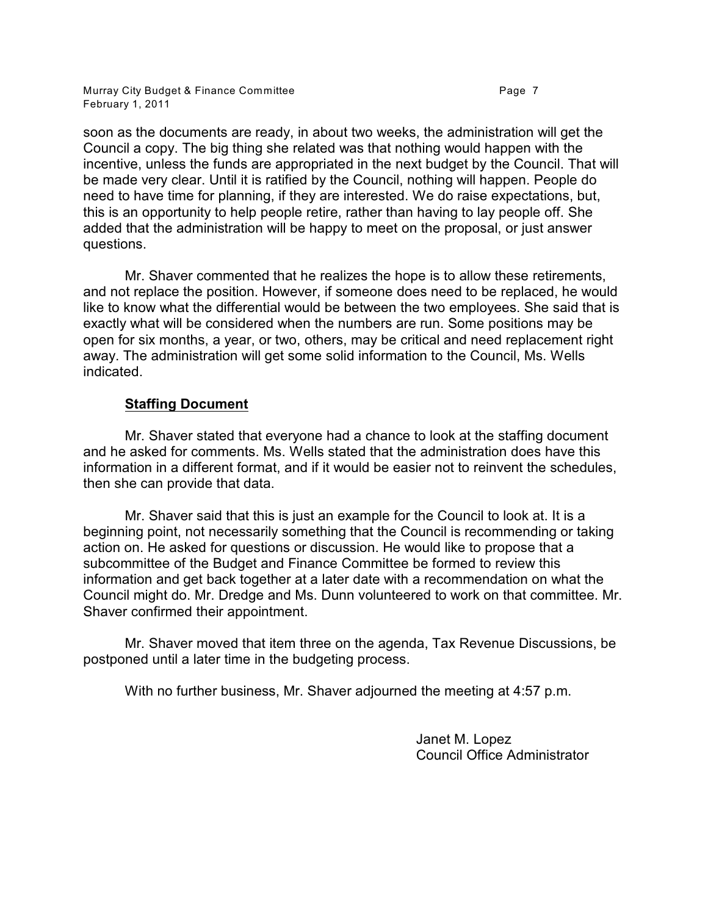soon as the documents are ready, in about two weeks, the administration will get the Council a copy. The big thing she related was that nothing would happen with the incentive, unless the funds are appropriated in the next budget by the Council. That will be made very clear. Until it is ratified by the Council, nothing will happen. People do need to have time for planning, if they are interested. We do raise expectations, but, this is an opportunity to help people retire, rather than having to lay people off. She added that the administration will be happy to meet on the proposal, or just answer questions.

Mr. Shaver commented that he realizes the hope is to allow these retirements, and not replace the position. However, if someone does need to be replaced, he would like to know what the differential would be between the two employees. She said that is exactly what will be considered when the numbers are run. Some positions may be open for six months, a year, or two, others, may be critical and need replacement right away. The administration will get some solid information to the Council, Ms. Wells indicated.

**Staffing Document**

Mr. Shaver stated that everyone had a chance to look at the staffing document and he asked for comments. Ms. Wells stated that the administration does have this information in a different format, and if it would be easier not to reinvent the schedules, then she can provide that data.

Mr. Shaver said that this is just an example for the Council to look at. It is a beginning point, not necessarily something that the Council is recommending or taking action on. He asked for questions or discussion. He would like to propose that a subcommittee of the Budget and Finance Committee be formed to review this information and get back together at a later date with a recommendation on what the Council might do. Mr. Dredge and Ms. Dunn volunteered to work on that committee. Mr. Shaver confirmed their appointment.

Mr. Shaver moved that item three on the agenda, Tax Revenue Discussions, be postponed until a later time in the budgeting process.

With no further business, Mr. Shaver adjourned the meeting at 4:57 p.m.

Janet M. Lopez
Council Office Administrator